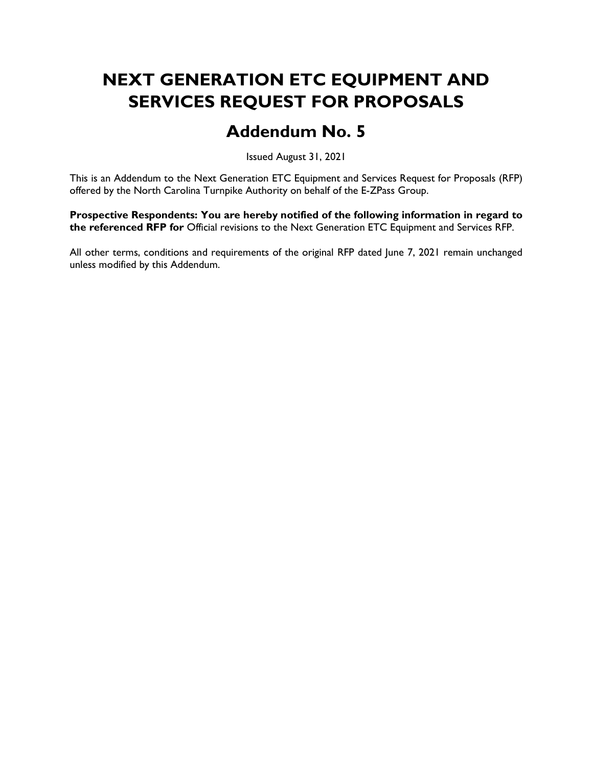# NEXT GENERATION ETC EQUIPMENT AND SERVICES REQUEST FOR PROPOSALS

## Addendum No. 5

Issued August 31, 2021

This is an Addendum to the Next Generation ETC Equipment and Services Request for Proposals (RFP) offered by the North Carolina Turnpike Authority on behalf of the E-ZPass Group.

**Prospective Respondents: You are hereby notified of the following information in regard to the referenced RFP for** Official revisions to the Next Generation ETC Equipment and Services RFP.

All other terms, conditions and requirements of the original RFP dated June 7, 2021 remain unchanged unless modified by this Addendum.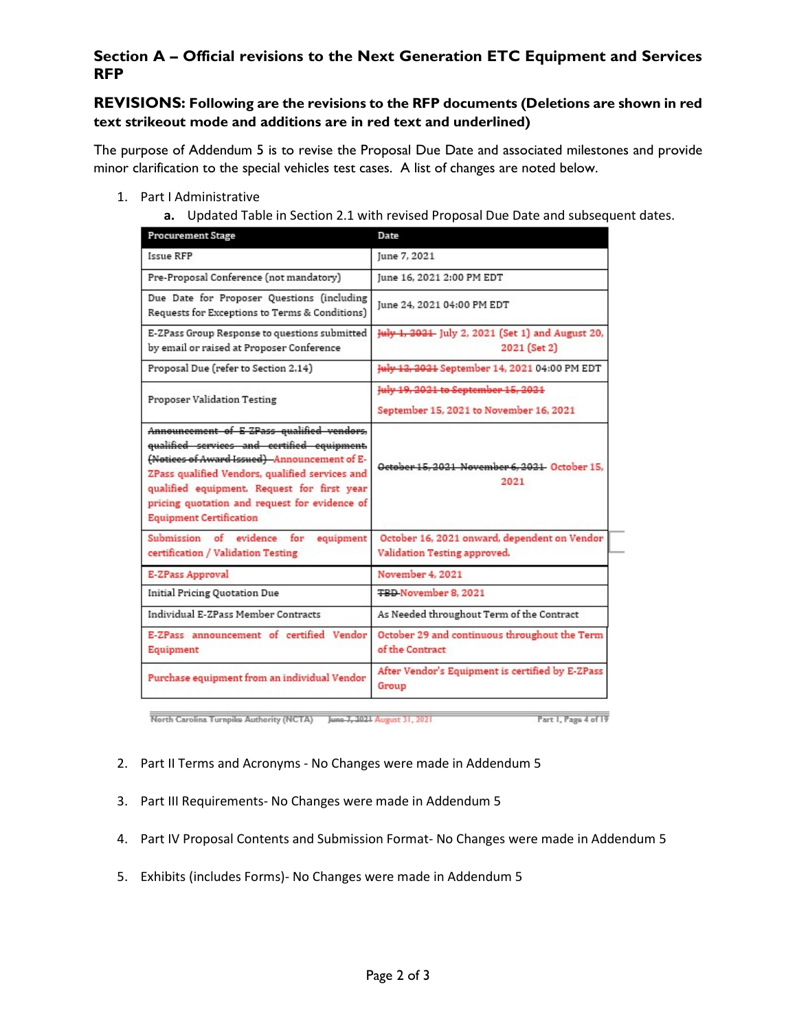## Section A – Official revisions to the Next Generation ETC Equipment and Services RFP

### REVISIONS: Following are the revisions to the RFP documents (Deletions are shown in red text strikeout mode and additions are in red text and underlined)

The purpose of Addendum 5 is to revise the Proposal Due Date and associated milestones and provide minor clarification to the special vehicles test cases. A list of changes are noted below.

1. Part I Administrative
   a. Updated Table in Section 2.1 with revised Proposal Due Date and subsequent dates.

| Procurement Stage | Date |
|---|---|
| Issue RFP | June 7, 2021 |
| Pre-Proposal Conference (not mandatory) | June 16, 2021 2:00 PM EDT |
| Due Date for Proposer Questions (including Requests for Exceptions to Terms & Conditions) | June 24, 2021 04:00 PM EDT |
| E-ZPass Group Response to questions submitted by email or raised at Proposer Conference | ~~July 1, 2021~~ July 2, 2021 (Set 1) and August 20, 2021 (Set 2) |
| Proposal Due (refer to Section 2.14) | ~~July 12, 2021~~ September 14, 2021 04:00 PM EDT |
| Proposer Validation Testing | ~~July 19, 2021 to September 15, 2021~~ September 15, 2021 to November 16, 2021 |
| ~~Announcement of E-ZPass qualified vendors, qualified services and certified equipment. (Notices of Award Issued)~~ Announcement of E-ZPass qualified Vendors, qualified services and qualified equipment. Request for first year pricing quotation and request for evidence of Equipment Certification | ~~October 15, 2021 November 6, 2021~~ October 15, 2021 |
| Submission of evidence for equipment certification / Validation Testing | October 16, 2021 onward, dependent on Vendor Validation Testing approved. |
| E-ZPass Approval | November 4, 2021 |
| Initial Pricing Quotation Due | ~~TBD~~ November 8, 2021 |
| Individual E-ZPass Member Contracts | As Needed throughout Term of the Contract |
| E-ZPass announcement of certified Vendor Equipment | October 29 and continuous throughout the Term of the Contract |
| Purchase equipment from an individual Vendor | After Vendor's Equipment is certified by E-ZPass Group |

North Carolina Turnpike Authority (NCTA) ~~June 7, 2021~~ August 31, 2021 Part I, Page 4 of 19

2. Part II Terms and Acronyms - No Changes were made in Addendum 5
3. Part III Requirements- No Changes were made in Addendum 5
4. Part IV Proposal Contents and Submission Format- No Changes were made in Addendum 5
5. Exhibits (includes Forms)- No Changes were made in Addendum 5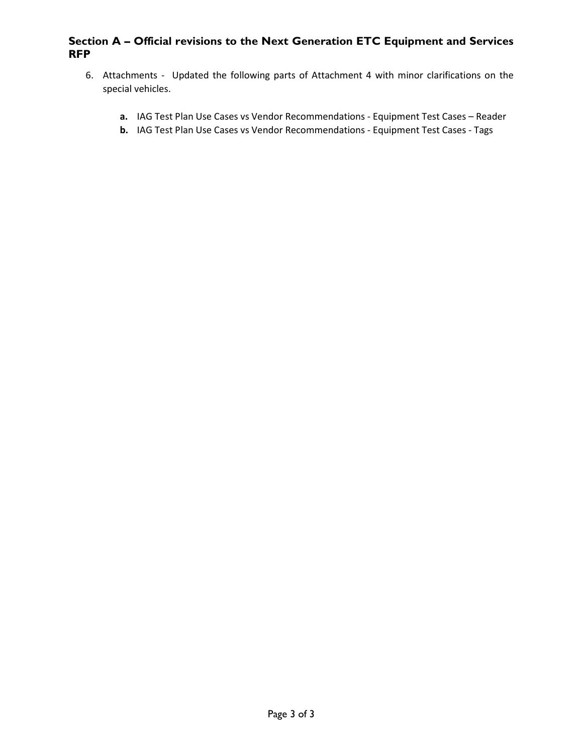## Section A – Official revisions to the Next Generation ETC Equipment and Services RFP

6. Attachments - Updated the following parts of Attachment 4 with minor clarifications on the special vehicles.

   **a.** IAG Test Plan Use Cases vs Vendor Recommendations - Equipment Test Cases – Reader

   **b.** IAG Test Plan Use Cases vs Vendor Recommendations - Equipment Test Cases - Tags